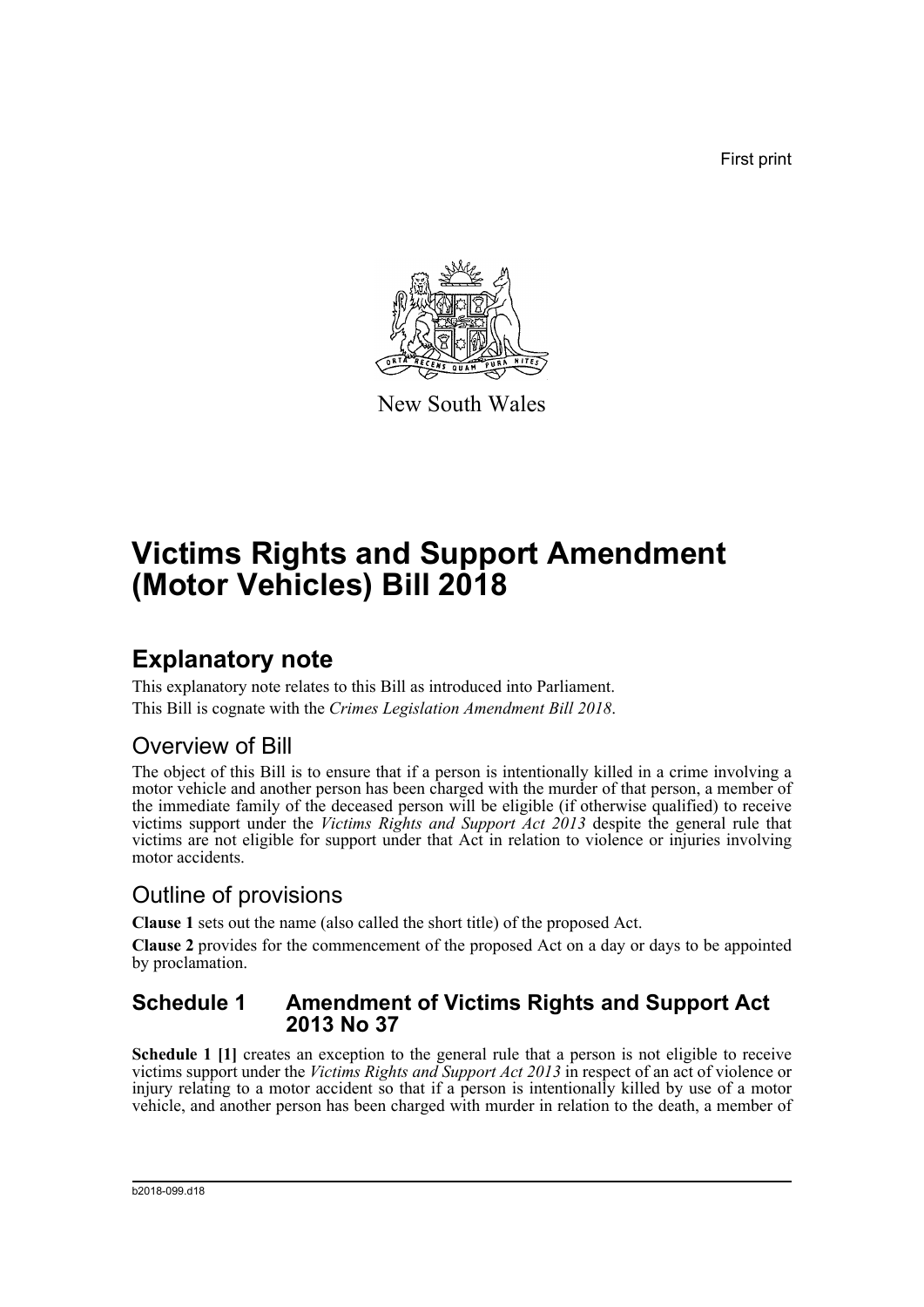First print

New South Wales

# Victims Rights and Support Amendment (Motor Vehicles) Bill 2018

## Explanatory note

This explanatory note relates to this Bill as introduced into Parliament.

This Bill is cognate with the *Crimes Legislation Amendment Bill 2018*.

### Overview of Bill

The object of this Bill is to ensure that if a person is intentionally killed in a crime involving a motor vehicle and another person has been charged with the murder of that person, a member of the immediate family of the deceased person will be eligible (if otherwise qualified) to receive victims support under the *Victims Rights and Support Act 2013* despite the general rule that victims are not eligible for support under that Act in relation to violence or injuries involving motor accidents.

### Outline of provisions

**Clause 1** sets out the name (also called the short title) of the proposed Act.

**Clause 2** provides for the commencement of the proposed Act on a day or days to be appointed by proclamation.

### Schedule 1 Amendment of Victims Rights and Support Act 2013 No 37

**Schedule 1 [1]** creates an exception to the general rule that a person is not eligible to receive victims support under the *Victims Rights and Support Act 2013* in respect of an act of violence or injury relating to a motor accident so that if a person is intentionally killed by use of a motor vehicle, and another person has been charged with murder in relation to the death, a member of

b2018-099.d18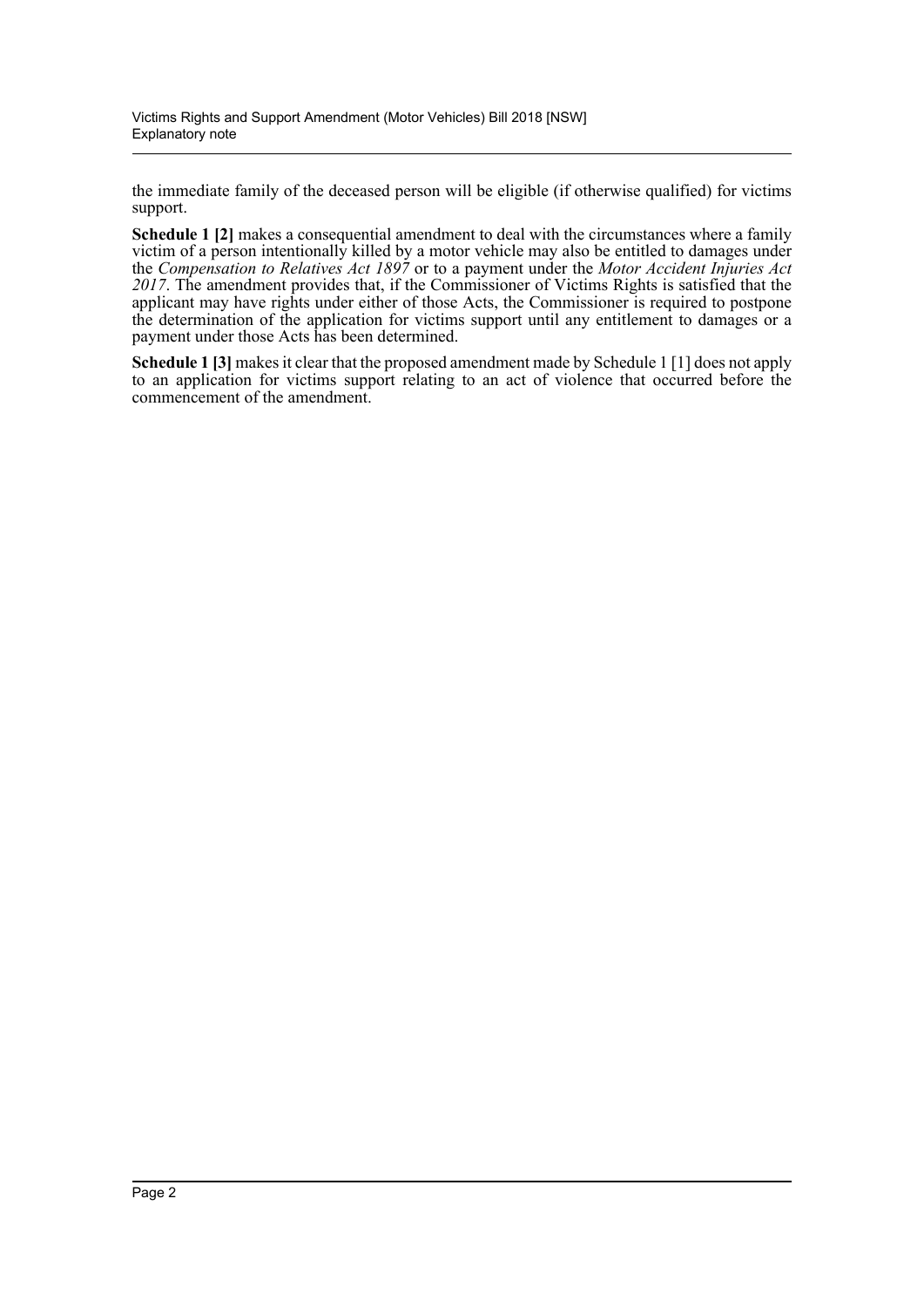the immediate family of the deceased person will be eligible (if otherwise qualified) for victims support.

**Schedule 1 [2]** makes a consequential amendment to deal with the circumstances where a family victim of a person intentionally killed by a motor vehicle may also be entitled to damages under the *Compensation to Relatives Act 1897* or to a payment under the *Motor Accident Injuries Act 2017*. The amendment provides that, if the Commissioner of Victims Rights is satisfied that the applicant may have rights under either of those Acts, the Commissioner is required to postpone the determination of the application for victims support until any entitlement to damages or a payment under those Acts has been determined.

**Schedule 1 [3]** makes it clear that the proposed amendment made by Schedule 1 [1] does not apply to an application for victims support relating to an act of violence that occurred before the commencement of the amendment.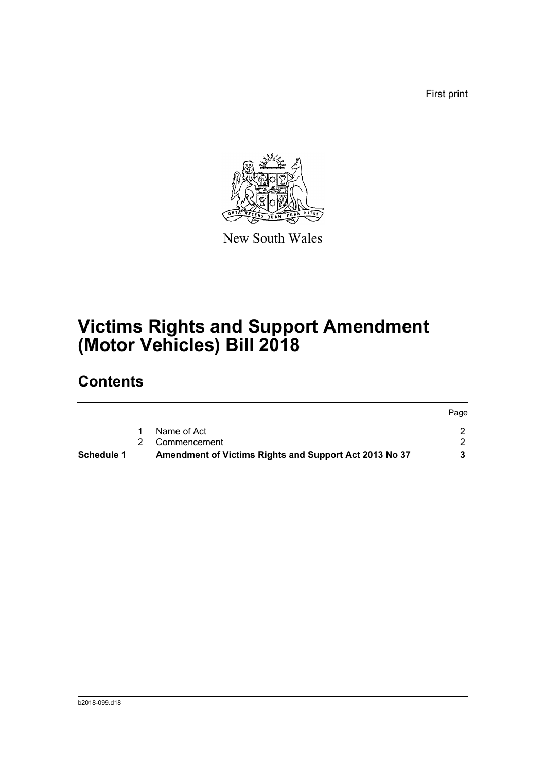First print

New South Wales

# Victims Rights and Support Amendment (Motor Vehicles) Bill 2018

## Contents

| | | | Page |
|---|---|---|---|
| | 1 | Name of Act | 2 |
| | 2 | Commencement | 2 |
| **Schedule 1** | | **Amendment of Victims Rights and Support Act 2013 No 37** | **3** |

b2018-099.d18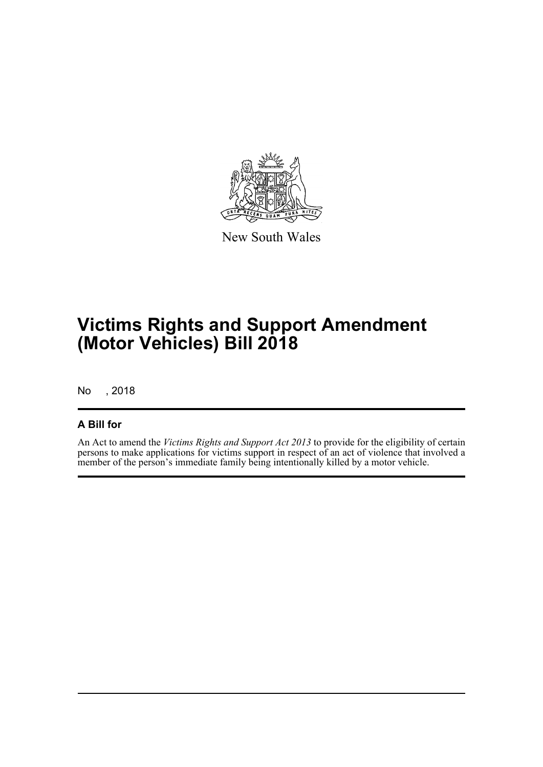New South Wales

# Victims Rights and Support Amendment (Motor Vehicles) Bill 2018

No , 2018

## A Bill for

An Act to amend the *Victims Rights and Support Act 2013* to provide for the eligibility of certain persons to make applications for victims support in respect of an act of violence that involved a member of the person's immediate family being intentionally killed by a motor vehicle.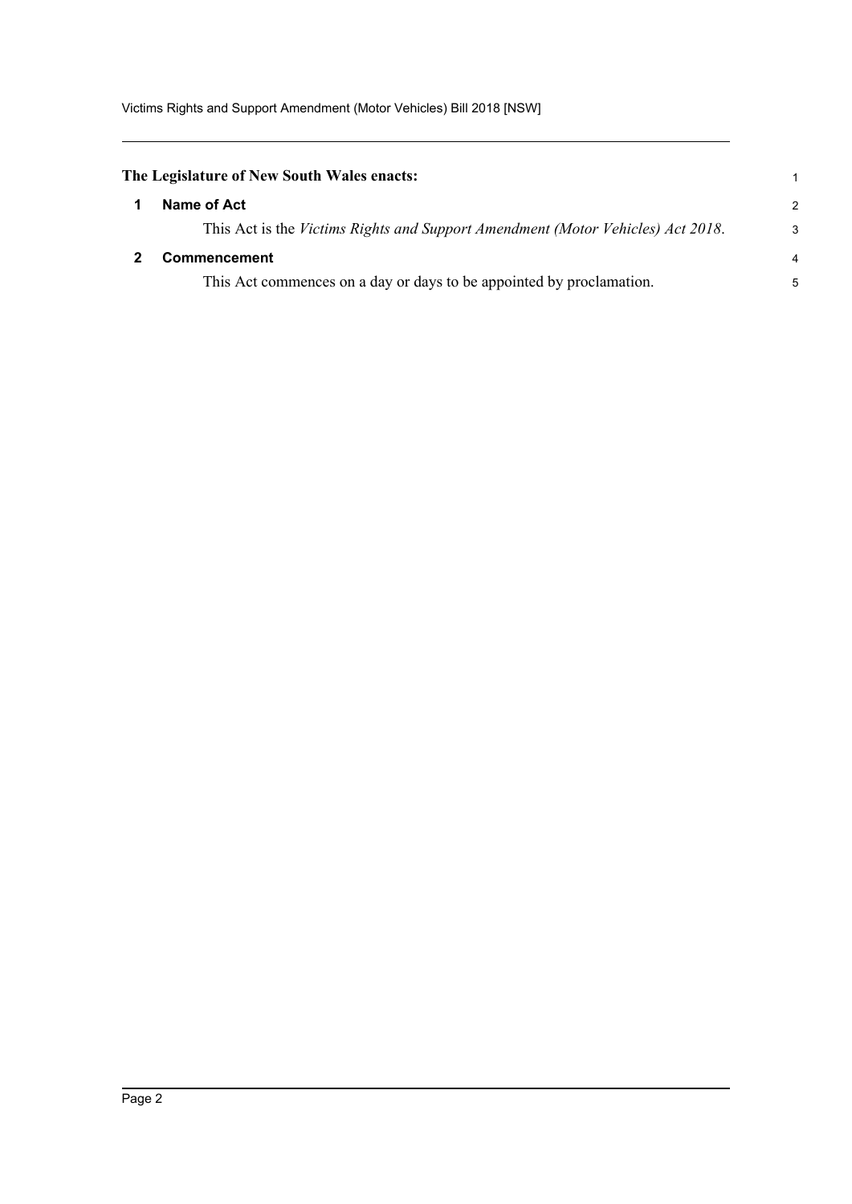**The Legislature of New South Wales enacts:**

## 1 Name of Act

This Act is the *Victims Rights and Support Amendment (Motor Vehicles) Act 2018*.

## 2 Commencement

This Act commences on a day or days to be appointed by proclamation.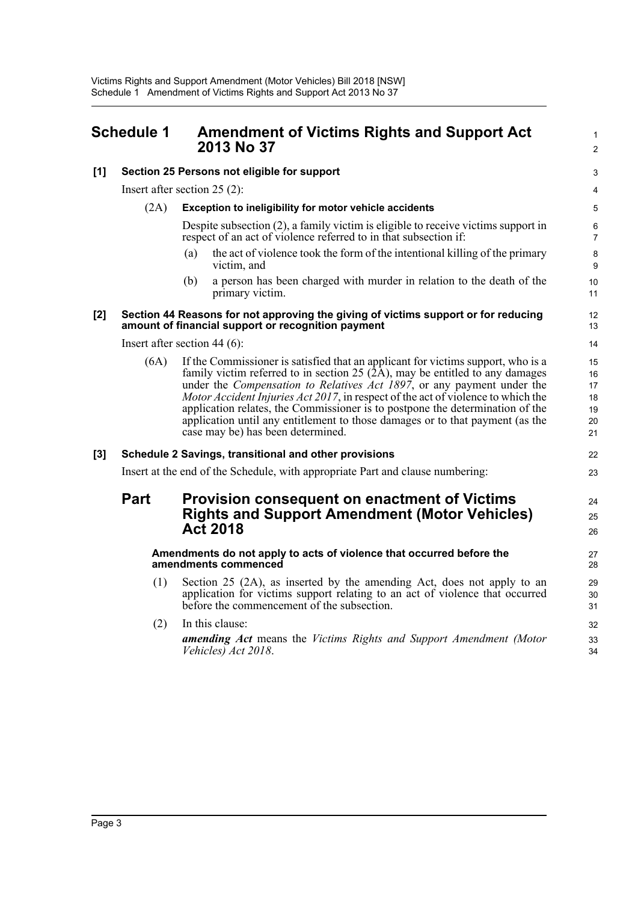# Schedule 1 Amendment of Victims Rights and Support Act 2013 No 37

## [1] Section 25 Persons not eligible for support

Insert after section 25 (2):

(2A) **Exception to ineligibility for motor vehicle accidents**

Despite subsection (2), a family victim is eligible to receive victims support in respect of an act of violence referred to in that subsection if:

(a) the act of violence took the form of the intentional killing of the primary victim, and

(b) a person has been charged with murder in relation to the death of the primary victim.

## [2] Section 44 Reasons for not approving the giving of victims support or for reducing amount of financial support or recognition payment

Insert after section 44 (6):

(6A) If the Commissioner is satisfied that an applicant for victims support, who is a family victim referred to in section 25 (2A), may be entitled to any damages under the *Compensation to Relatives Act 1897*, or any payment under the *Motor Accident Injuries Act 2017*, in respect of the act of violence to which the application relates, the Commissioner is to postpone the determination of the application until any entitlement to those damages or to that payment (as the case may be) has been determined.

## [3] Schedule 2 Savings, transitional and other provisions

Insert at the end of the Schedule, with appropriate Part and clause numbering:

## Part Provision consequent on enactment of Victims Rights and Support Amendment (Motor Vehicles) Act 2018

#### Amendments do not apply to acts of violence that occurred before the amendments commenced

(1) Section 25 (2A), as inserted by the amending Act, does not apply to an application for victims support relating to an act of violence that occurred before the commencement of the subsection.

(2) In this clause:

***amending Act*** means the *Victims Rights and Support Amendment (Motor Vehicles) Act 2018*.